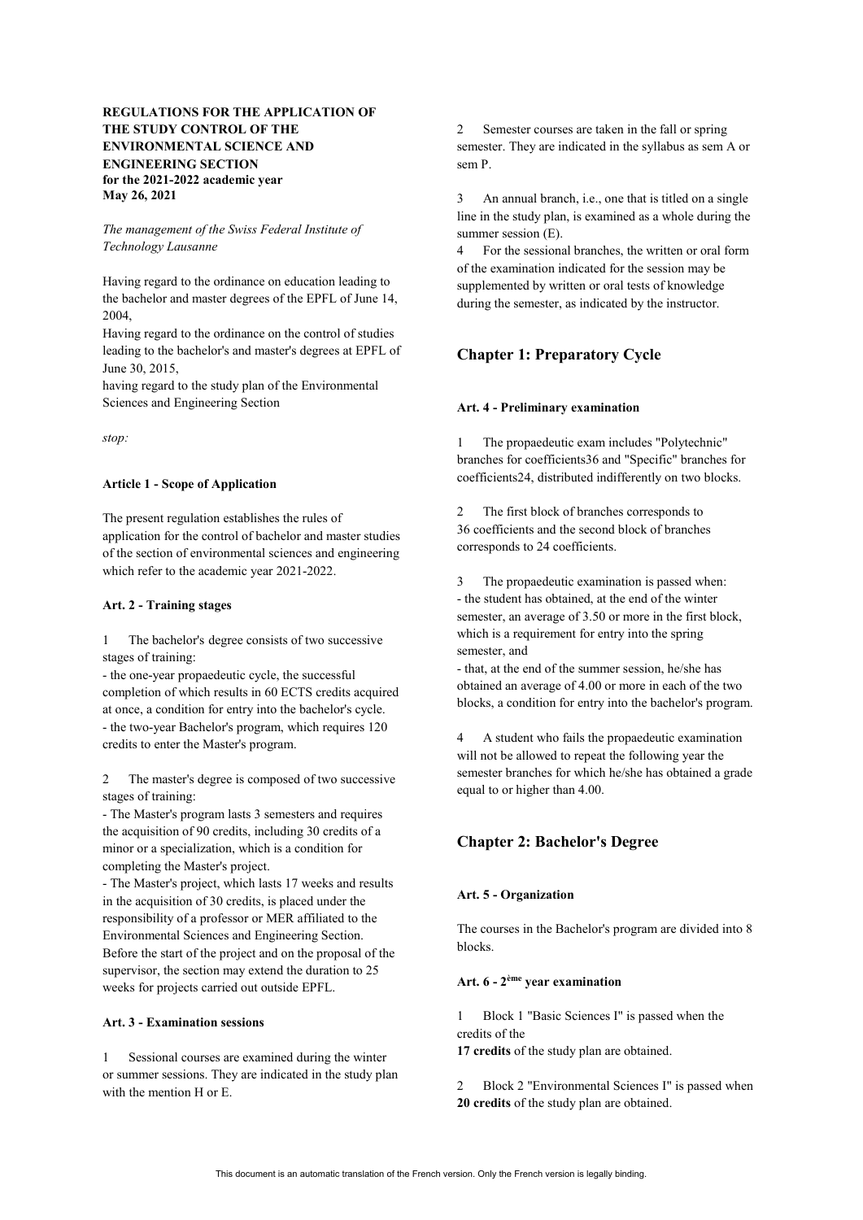**REGULATIONS FOR THE APPLICATION OF THE STUDY CONTROL OF THE ENVIRONMENTAL SCIENCE AND ENGINEERING SECTION**
**for the 2021-2022 academic year**
**May 26, 2021**

*The management of the Swiss Federal Institute of Technology Lausanne*

Having regard to the ordinance on education leading to the bachelor and master degrees of the EPFL of June 14, 2004,
Having regard to the ordinance on the control of studies leading to the bachelor's and master's degrees at EPFL of June 30, 2015,
having regard to the study plan of the Environmental Sciences and Engineering Section

*stop:*

#### Article 1 - Scope of Application

The present regulation establishes the rules of application for the control of bachelor and master studies of the section of environmental sciences and engineering which refer to the academic year 2021-2022.

#### Art. 2 - Training stages

1 The bachelor's degree consists of two successive stages of training:
- the one-year propaedeutic cycle, the successful completion of which results in 60 ECTS credits acquired at once, a condition for entry into the bachelor's cycle.
- the two-year Bachelor's program, which requires 120 credits to enter the Master's program.

2 The master's degree is composed of two successive stages of training:
- The Master's program lasts 3 semesters and requires the acquisition of 90 credits, including 30 credits of a minor or a specialization, which is a condition for completing the Master's project.
- The Master's project, which lasts 17 weeks and results in the acquisition of 30 credits, is placed under the responsibility of a professor or MER affiliated to the Environmental Sciences and Engineering Section. Before the start of the project and on the proposal of the supervisor, the section may extend the duration to 25 weeks for projects carried out outside EPFL.

#### Art. 3 - Examination sessions

1 Sessional courses are examined during the winter or summer sessions. They are indicated in the study plan with the mention H or E.

2 Semester courses are taken in the fall or spring semester. They are indicated in the syllabus as sem A or sem P.

3 An annual branch, i.e., one that is titled on a single line in the study plan, is examined as a whole during the summer session (E).

4 For the sessional branches, the written or oral form of the examination indicated for the session may be supplemented by written or oral tests of knowledge during the semester, as indicated by the instructor.

## Chapter 1: Preparatory Cycle

#### Art. 4 - Preliminary examination

1 The propaedeutic exam includes "Polytechnic" branches for coefficients36 and "Specific" branches for coefficients24, distributed indifferently on two blocks.

2 The first block of branches corresponds to 36 coefficients and the second block of branches corresponds to 24 coefficients.

3 The propaedeutic examination is passed when:
- the student has obtained, at the end of the winter semester, an average of 3.50 or more in the first block, which is a requirement for entry into the spring semester, and
- that, at the end of the summer session, he/she has obtained an average of 4.00 or more in each of the two blocks, a condition for entry into the bachelor's program.

4 A student who fails the propaedeutic examination will not be allowed to repeat the following year the semester branches for which he/she has obtained a grade equal to or higher than 4.00.

## Chapter 2: Bachelor's Degree

#### Art. 5 - Organization

The courses in the Bachelor's program are divided into 8 blocks.

#### Art. 6 - 2ème year examination

1 Block 1 "Basic Sciences I" is passed when the credits of the **17 credits** of the study plan are obtained.

2 Block 2 "Environmental Sciences I" is passed when **20 credits** of the study plan are obtained.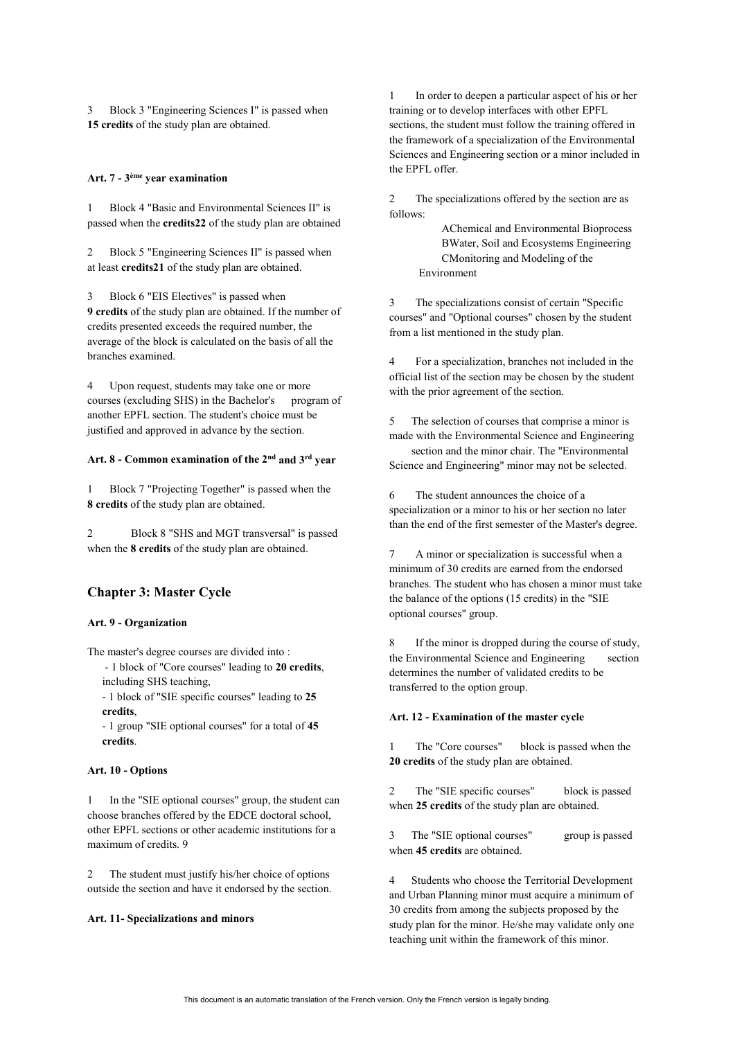3 Block 3 "Engineering Sciences I" is passed when **15 credits** of the study plan are obtained.

#### Art. 7 - 3ème year examination

1 Block 4 "Basic and Environmental Sciences II" is passed when the **credits22** of the study plan are obtained

2 Block 5 "Engineering Sciences II" is passed when at least **credits21** of the study plan are obtained.

3 Block 6 "EIS Electives" is passed when **9 credits** of the study plan are obtained. If the number of credits presented exceeds the required number, the average of the block is calculated on the basis of all the branches examined.

4 Upon request, students may take one or more courses (excluding SHS) in the Bachelor's program of another EPFL section. The student's choice must be justified and approved in advance by the section.

#### Art. 8 - Common examination of the 2nd and 3rd year

1 Block 7 "Projecting Together" is passed when the **8 credits** of the study plan are obtained.

2 Block 8 "SHS and MGT transversal" is passed when the **8 credits** of the study plan are obtained.

## Chapter 3: Master Cycle

#### Art. 9 - Organization

The master's degree courses are divided into :

- 1 block of "Core courses" leading to **20 credits**, including SHS teaching,
- 1 block of "SIE specific courses" leading to **25 credits**,
- 1 group "SIE optional courses" for a total of **45 credits**.

#### Art. 10 - Options

1 In the "SIE optional courses" group, the student can choose branches offered by the EDCE doctoral school, other EPFL sections or other academic institutions for a maximum of credits. 9

2 The student must justify his/her choice of options outside the section and have it endorsed by the section.

#### Art. 11- Specializations and minors

1 In order to deepen a particular aspect of his or her training or to develop interfaces with other EPFL sections, the student must follow the training offered in the framework of a specialization of the Environmental Sciences and Engineering section or a minor included in the EPFL offer.

2 The specializations offered by the section are as follows:

AChemical and Environmental Bioprocess
BWater, Soil and Ecosystems Engineering
CMonitoring and Modeling of the Environment

3 The specializations consist of certain "Specific courses" and "Optional courses" chosen by the student from a list mentioned in the study plan.

4 For a specialization, branches not included in the official list of the section may be chosen by the student with the prior agreement of the section.

5 The selection of courses that comprise a minor is made with the Environmental Science and Engineering section and the minor chair. The "Environmental Science and Engineering" minor may not be selected.

6 The student announces the choice of a specialization or a minor to his or her section no later than the end of the first semester of the Master's degree.

7 A minor or specialization is successful when a minimum of 30 credits are earned from the endorsed branches. The student who has chosen a minor must take the balance of the options (15 credits) in the "SIE optional courses" group.

8 If the minor is dropped during the course of study, the Environmental Science and Engineering section determines the number of validated credits to be transferred to the option group.

#### Art. 12 - Examination of the master cycle

1 The "Core courses" block is passed when the **20 credits** of the study plan are obtained.

2 The "SIE specific courses" block is passed when **25 credits** of the study plan are obtained.

3 The "SIE optional courses" group is passed when **45 credits** are obtained.

4 Students who choose the Territorial Development and Urban Planning minor must acquire a minimum of 30 credits from among the subjects proposed by the study plan for the minor. He/she may validate only one teaching unit within the framework of this minor.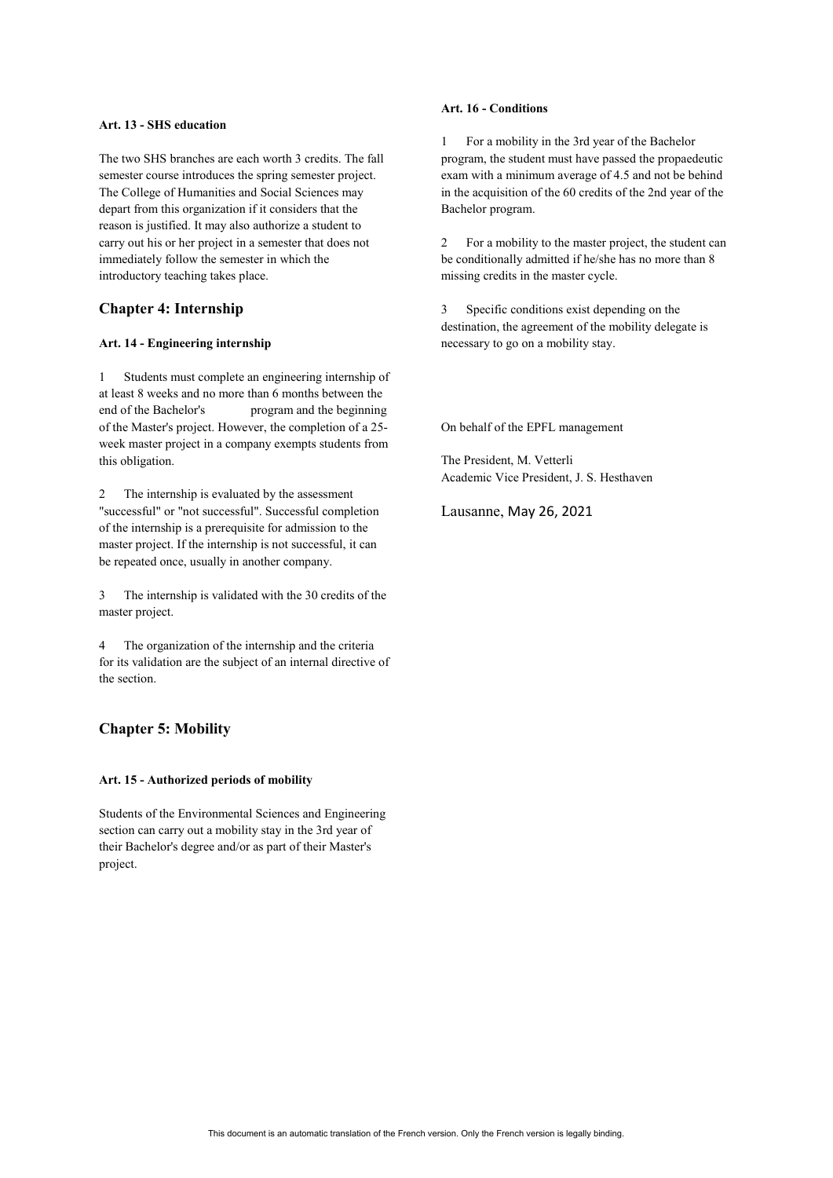#### Art. 13 - SHS education

The two SHS branches are each worth 3 credits. The fall semester course introduces the spring semester project. The College of Humanities and Social Sciences may depart from this organization if it considers that the reason is justified. It may also authorize a student to carry out his or her project in a semester that does not immediately follow the semester in which the introductory teaching takes place.

## Chapter 4: Internship

#### Art. 14 - Engineering internship

1 Students must complete an engineering internship of at least 8 weeks and no more than 6 months between the end of the Bachelor's program and the beginning of the Master's project. However, the completion of a 25-week master project in a company exempts students from this obligation.

2 The internship is evaluated by the assessment "successful" or "not successful". Successful completion of the internship is a prerequisite for admission to the master project. If the internship is not successful, it can be repeated once, usually in another company.

3 The internship is validated with the 30 credits of the master project.

4 The organization of the internship and the criteria for its validation are the subject of an internal directive of the section.

## Chapter 5: Mobility

#### Art. 15 - Authorized periods of mobility

Students of the Environmental Sciences and Engineering section can carry out a mobility stay in the 3rd year of their Bachelor's degree and/or as part of their Master's project.

#### Art. 16 - Conditions

1 For a mobility in the 3rd year of the Bachelor program, the student must have passed the propaedeutic exam with a minimum average of 4.5 and not be behind in the acquisition of the 60 credits of the 2nd year of the Bachelor program.

2 For a mobility to the master project, the student can be conditionally admitted if he/she has no more than 8 missing credits in the master cycle.

3 Specific conditions exist depending on the destination, the agreement of the mobility delegate is necessary to go on a mobility stay.

On behalf of the EPFL management

The President, M. Vetterli
Academic Vice President, J. S. Hesthaven

Lausanne, May 26, 2021

This document is an automatic translation of the French version. Only the French version is legally binding.